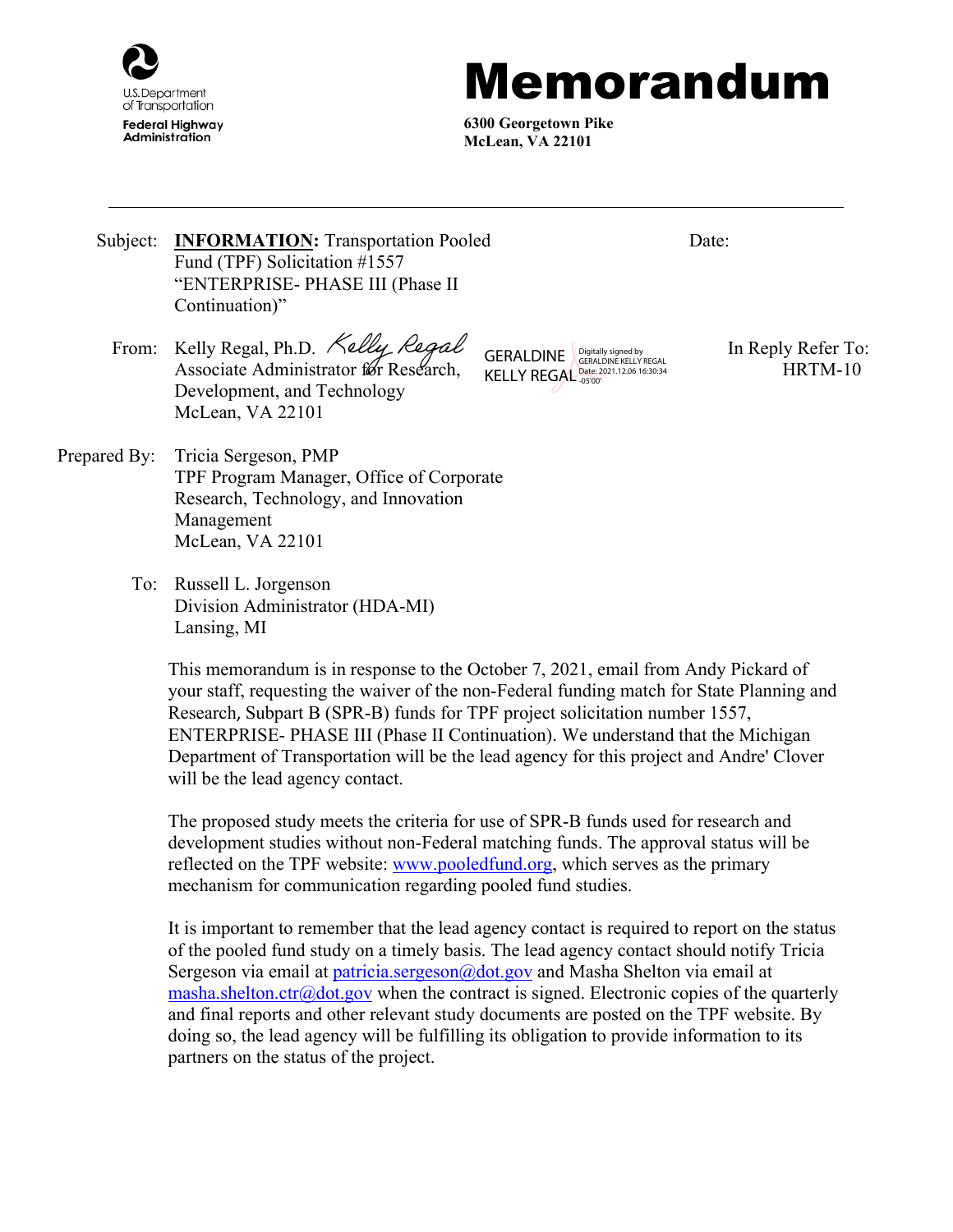U.S. Department of Transportation
Federal Highway Administration

# Memorandum

**6300 Georgetown Pike**
**McLean, VA 22101**

---

Subject: **INFORMATION:** Transportation Pooled Fund (TPF) Solicitation #1557 "ENTERPRISE- PHASE III (Phase II Continuation)"

Date:

From: Kelly Regal, Ph.D.
Associate Administrator for Research, Development, and Technology
McLean, VA 22101

GERALDINE KELLY REGAL
Digitally signed by GERALDINE KELLY REGAL
Date: 2021.12.06 16:30:34 -05'00'

In Reply Refer To: HRTM-10

Prepared By: Tricia Sergeson, PMP
TPF Program Manager, Office of Corporate Research, Technology, and Innovation Management
McLean, VA 22101

To: Russell L. Jorgenson
Division Administrator (HDA-MI)
Lansing, MI

This memorandum is in response to the October 7, 2021, email from Andy Pickard of your staff, requesting the waiver of the non-Federal funding match for State Planning and Research, Subpart B (SPR-B) funds for TPF project solicitation number 1557, ENTERPRISE- PHASE III (Phase II Continuation). We understand that the Michigan Department of Transportation will be the lead agency for this project and Andre' Clover will be the lead agency contact.

The proposed study meets the criteria for use of SPR-B funds used for research and development studies without non-Federal matching funds. The approval status will be reflected on the TPF website: www.pooledfund.org, which serves as the primary mechanism for communication regarding pooled fund studies.

It is important to remember that the lead agency contact is required to report on the status of the pooled fund study on a timely basis. The lead agency contact should notify Tricia Sergeson via email at patricia.sergeson@dot.gov and Masha Shelton via email at masha.shelton.ctr@dot.gov when the contract is signed. Electronic copies of the quarterly and final reports and other relevant study documents are posted on the TPF website. By doing so, the lead agency will be fulfilling its obligation to provide information to its partners on the status of the project.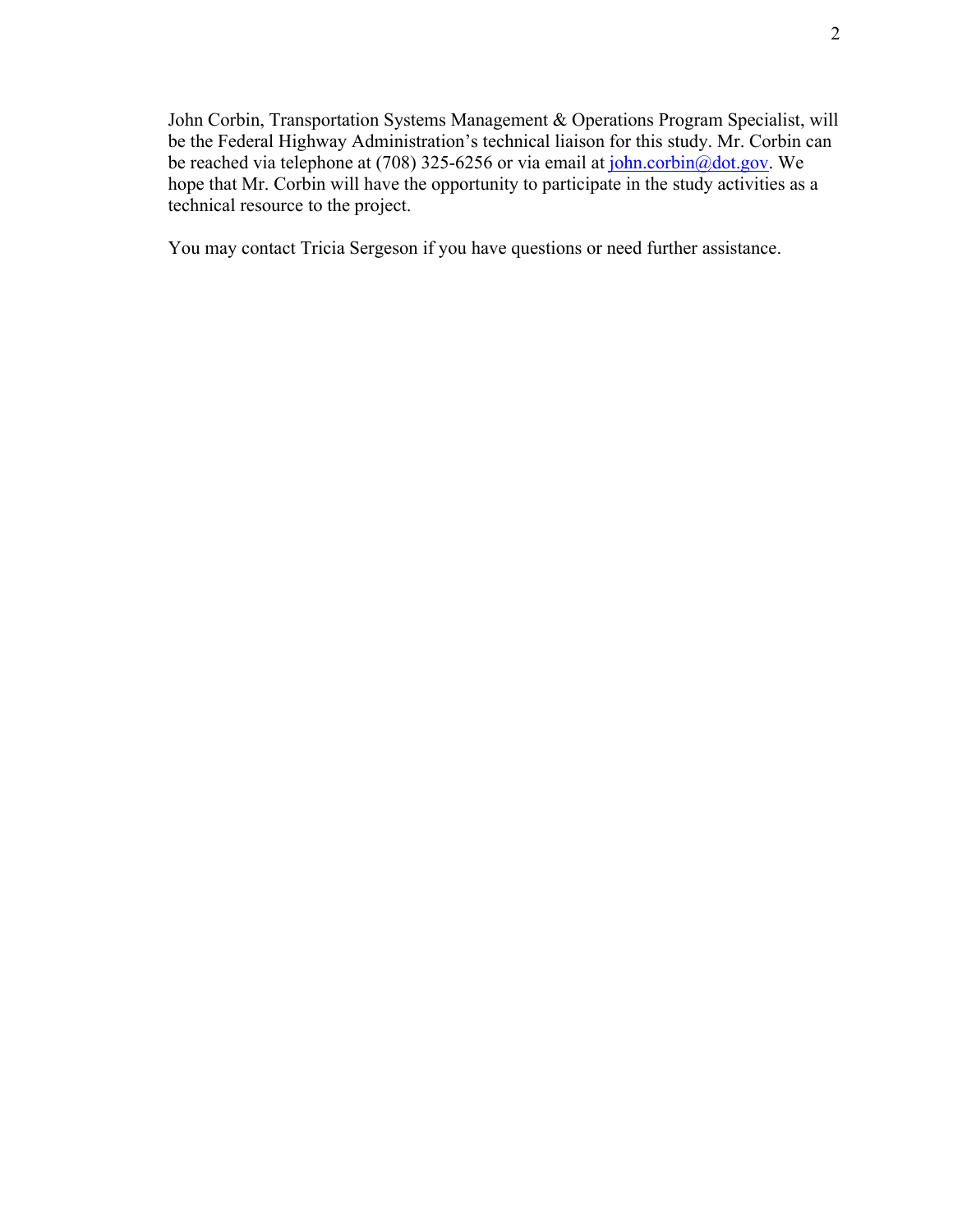John Corbin, Transportation Systems Management & Operations Program Specialist, will be the Federal Highway Administration's technical liaison for this study. Mr. Corbin can be reached via telephone at (708) 325-6256 or via email at john.corbin@dot.gov. We hope that Mr. Corbin will have the opportunity to participate in the study activities as a technical resource to the project.

You may contact Tricia Sergeson if you have questions or need further assistance.